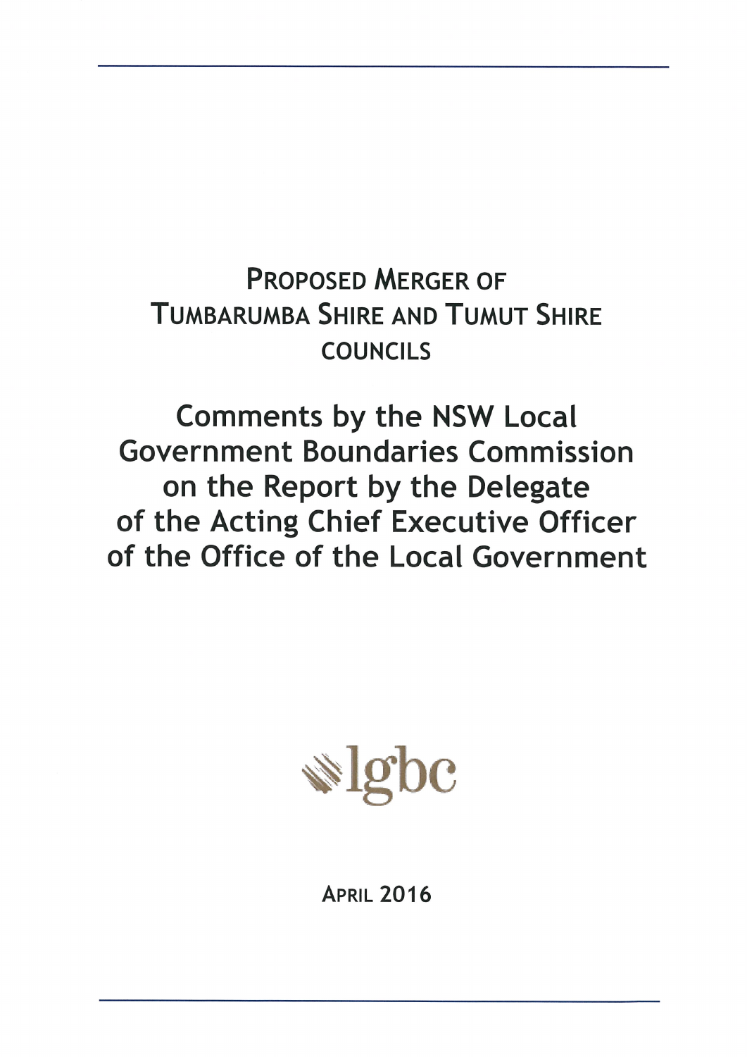# Proposed Merger of Tumbarumba Shire and Tumut Shire Councils

## Comments by the NSW Local Government Boundaries Commission on the Report by the Delegate of the Acting Chief Executive Officer of the Office of the Local Government

lgbc

April 2016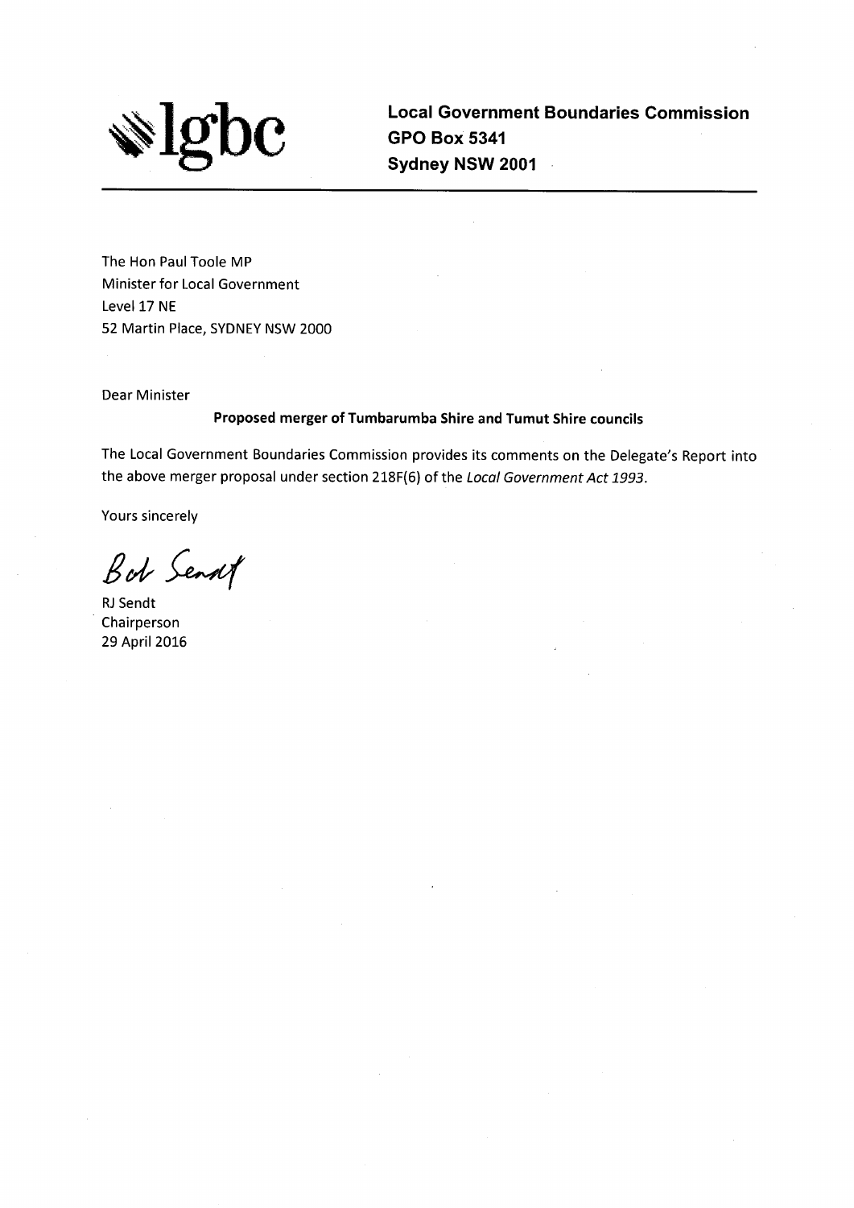lgbc

**Local Government Boundaries Commission**
**GPO Box 5341**
**Sydney NSW 2001**

---

The Hon Paul Toole MP
Minister for Local Government
Level 17 NE
52 Martin Place, SYDNEY NSW 2000

Dear Minister

**Proposed merger of Tumbarumba Shire and Tumut Shire councils**

The Local Government Boundaries Commission provides its comments on the Delegate's Report into the above merger proposal under section 218F(6) of the *Local Government Act 1993*.

Yours sincerely

Bob Sendt

RJ Sendt
Chairperson
29 April 2016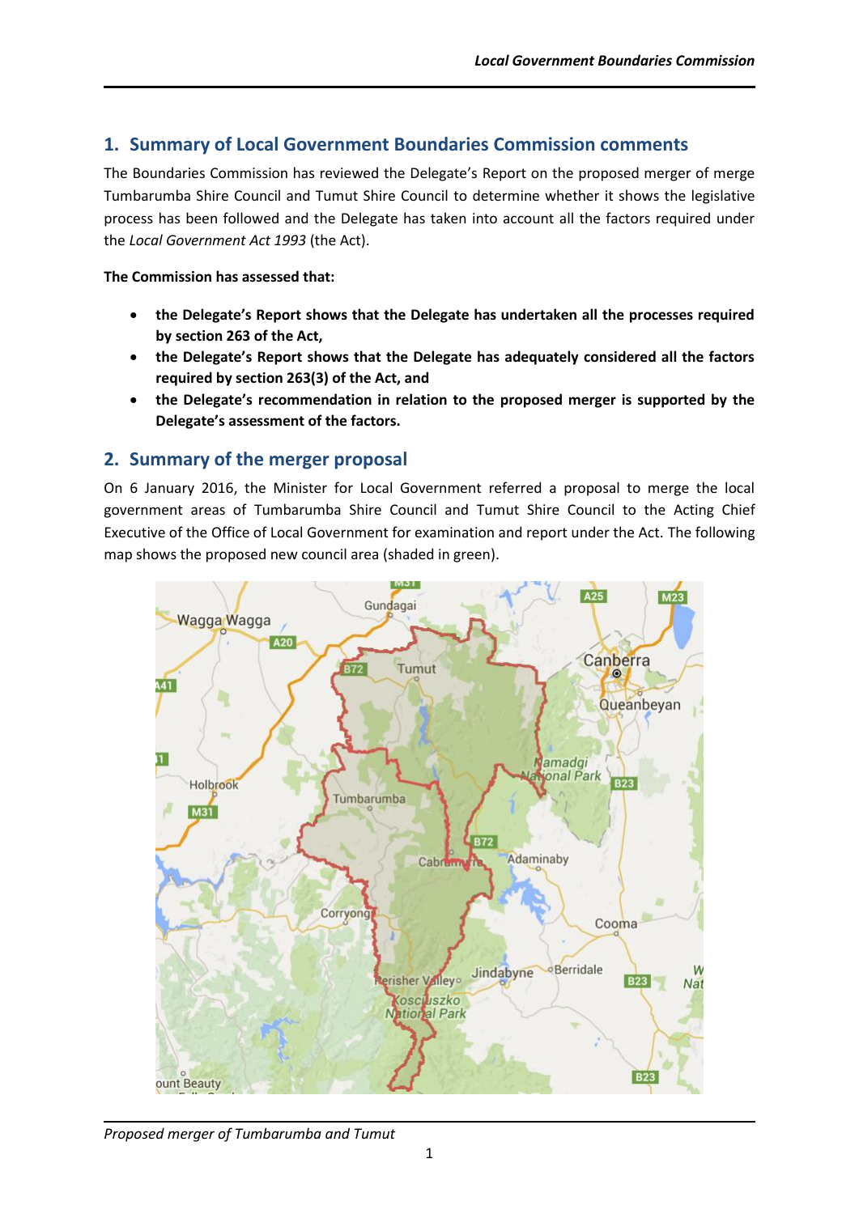## 1. Summary of Local Government Boundaries Commission comments

The Boundaries Commission has reviewed the Delegate's Report on the proposed merger of merge Tumbarumba Shire Council and Tumut Shire Council to determine whether it shows the legislative process has been followed and the Delegate has taken into account all the factors required under the *Local Government Act 1993* (the Act).

**The Commission has assessed that:**

- **the Delegate's Report shows that the Delegate has undertaken all the processes required by section 263 of the Act,**
- **the Delegate's Report shows that the Delegate has adequately considered all the factors required by section 263(3) of the Act, and**
- **the Delegate's recommendation in relation to the proposed merger is supported by the Delegate's assessment of the factors.**

## 2. Summary of the merger proposal

On 6 January 2016, the Minister for Local Government referred a proposal to merge the local government areas of Tumbarumba Shire Council and Tumut Shire Council to the Acting Chief Executive of the Office of Local Government for examination and report under the Act. The following map shows the proposed new council area (shaded in green).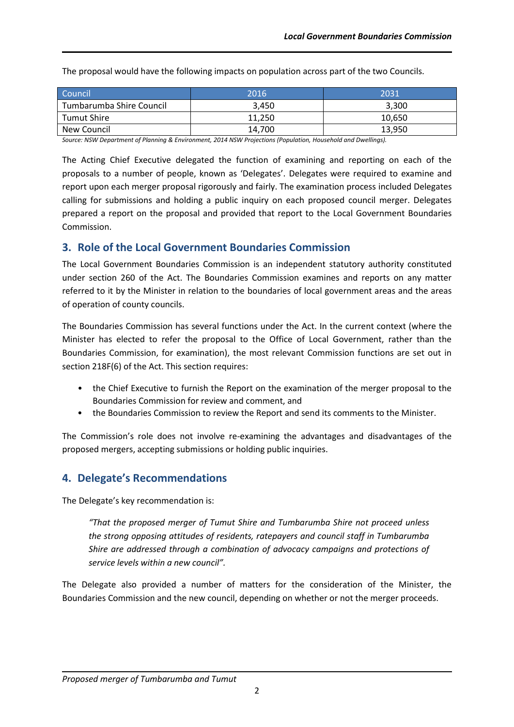The proposal would have the following impacts on population across part of the two Councils.

| Council | 2016 | 2031 |
|---|---|---|
| Tumbarumba Shire Council | 3,450 | 3,300 |
| Tumut Shire | 11,250 | 10,650 |
| New Council | 14,700 | 13,950 |

*Source: NSW Department of Planning & Environment, 2014 NSW Projections (Population, Household and Dwellings).*

The Acting Chief Executive delegated the function of examining and reporting on each of the proposals to a number of people, known as 'Delegates'. Delegates were required to examine and report upon each merger proposal rigorously and fairly. The examination process included Delegates calling for submissions and holding a public inquiry on each proposed council merger. Delegates prepared a report on the proposal and provided that report to the Local Government Boundaries Commission.

## 3. Role of the Local Government Boundaries Commission

The Local Government Boundaries Commission is an independent statutory authority constituted under section 260 of the Act. The Boundaries Commission examines and reports on any matter referred to it by the Minister in relation to the boundaries of local government areas and the areas of operation of county councils.

The Boundaries Commission has several functions under the Act. In the current context (where the Minister has elected to refer the proposal to the Office of Local Government, rather than the Boundaries Commission, for examination), the most relevant Commission functions are set out in section 218F(6) of the Act. This section requires:

- the Chief Executive to furnish the Report on the examination of the merger proposal to the Boundaries Commission for review and comment, and
- the Boundaries Commission to review the Report and send its comments to the Minister.

The Commission's role does not involve re-examining the advantages and disadvantages of the proposed mergers, accepting submissions or holding public inquiries.

## 4. Delegate's Recommendations

The Delegate's key recommendation is:

> *"That the proposed merger of Tumut Shire and Tumbarumba Shire not proceed unless the strong opposing attitudes of residents, ratepayers and council staff in Tumbarumba Shire are addressed through a combination of advocacy campaigns and protections of service levels within a new council".*

The Delegate also provided a number of matters for the consideration of the Minister, the Boundaries Commission and the new council, depending on whether or not the merger proceeds.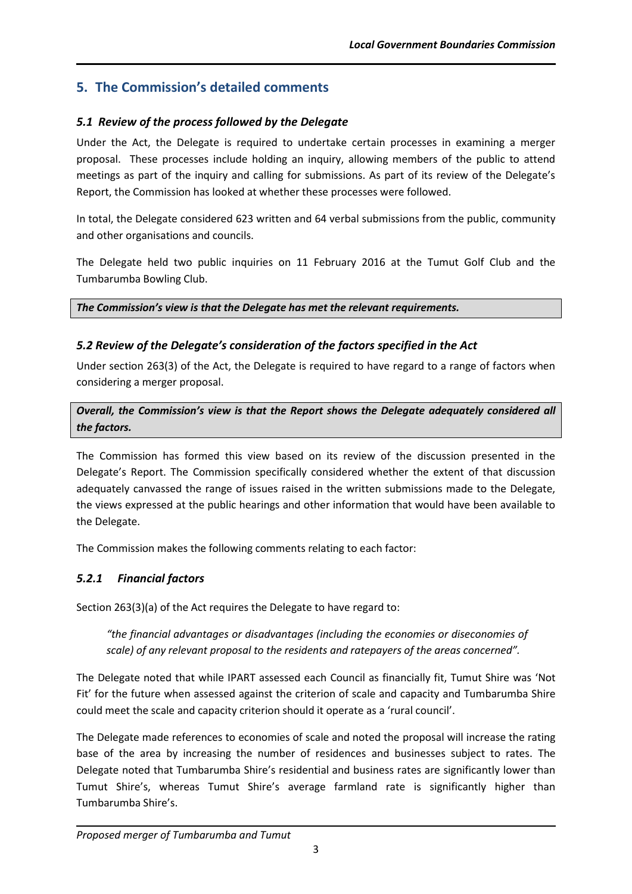## 5. The Commission's detailed comments

### *5.1 Review of the process followed by the Delegate*

Under the Act, the Delegate is required to undertake certain processes in examining a merger proposal. These processes include holding an inquiry, allowing members of the public to attend meetings as part of the inquiry and calling for submissions. As part of its review of the Delegate's Report, the Commission has looked at whether these processes were followed.

In total, the Delegate considered 623 written and 64 verbal submissions from the public, community and other organisations and councils.

The Delegate held two public inquiries on 11 February 2016 at the Tumut Golf Club and the Tumbarumba Bowling Club.

***The Commission's view is that the Delegate has met the relevant requirements.***

### *5.2 Review of the Delegate's consideration of the factors specified in the Act*

Under section 263(3) of the Act, the Delegate is required to have regard to a range of factors when considering a merger proposal.

***Overall, the Commission's view is that the Report shows the Delegate adequately considered all the factors.***

The Commission has formed this view based on its review of the discussion presented in the Delegate's Report. The Commission specifically considered whether the extent of that discussion adequately canvassed the range of issues raised in the written submissions made to the Delegate, the views expressed at the public hearings and other information that would have been available to the Delegate.

The Commission makes the following comments relating to each factor:

#### *5.2.1 Financial factors*

Section 263(3)(a) of the Act requires the Delegate to have regard to:

> *"the financial advantages or disadvantages (including the economies or diseconomies of scale) of any relevant proposal to the residents and ratepayers of the areas concerned".*

The Delegate noted that while IPART assessed each Council as financially fit, Tumut Shire was 'Not Fit' for the future when assessed against the criterion of scale and capacity and Tumbarumba Shire could meet the scale and capacity criterion should it operate as a 'rural council'.

The Delegate made references to economies of scale and noted the proposal will increase the rating base of the area by increasing the number of residences and businesses subject to rates. The Delegate noted that Tumbarumba Shire's residential and business rates are significantly lower than Tumut Shire's, whereas Tumut Shire's average farmland rate is significantly higher than Tumbarumba Shire's.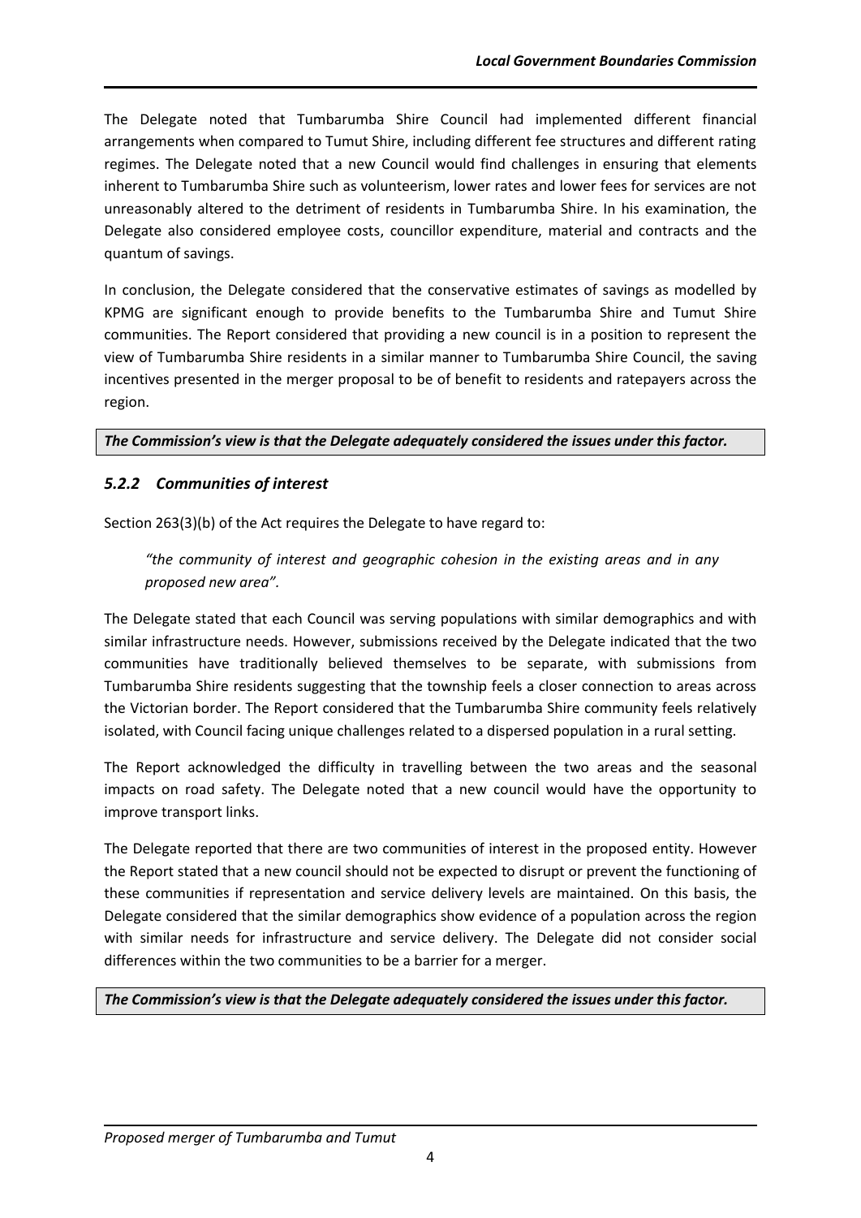The Delegate noted that Tumbarumba Shire Council had implemented different financial arrangements when compared to Tumut Shire, including different fee structures and different rating regimes. The Delegate noted that a new Council would find challenges in ensuring that elements inherent to Tumbarumba Shire such as volunteerism, lower rates and lower fees for services are not unreasonably altered to the detriment of residents in Tumbarumba Shire. In his examination, the Delegate also considered employee costs, councillor expenditure, material and contracts and the quantum of savings.

In conclusion, the Delegate considered that the conservative estimates of savings as modelled by KPMG are significant enough to provide benefits to the Tumbarumba Shire and Tumut Shire communities. The Report considered that providing a new council is in a position to represent the view of Tumbarumba Shire residents in a similar manner to Tumbarumba Shire Council, the saving incentives presented in the merger proposal to be of benefit to residents and ratepayers across the region.

***The Commission's view is that the Delegate adequately considered the issues under this factor.***

### *5.2.2 Communities of interest*

Section 263(3)(b) of the Act requires the Delegate to have regard to:

> *"the community of interest and geographic cohesion in the existing areas and in any proposed new area".*

The Delegate stated that each Council was serving populations with similar demographics and with similar infrastructure needs. However, submissions received by the Delegate indicated that the two communities have traditionally believed themselves to be separate, with submissions from Tumbarumba Shire residents suggesting that the township feels a closer connection to areas across the Victorian border. The Report considered that the Tumbarumba Shire community feels relatively isolated, with Council facing unique challenges related to a dispersed population in a rural setting.

The Report acknowledged the difficulty in travelling between the two areas and the seasonal impacts on road safety. The Delegate noted that a new council would have the opportunity to improve transport links.

The Delegate reported that there are two communities of interest in the proposed entity. However the Report stated that a new council should not be expected to disrupt or prevent the functioning of these communities if representation and service delivery levels are maintained. On this basis, the Delegate considered that the similar demographics show evidence of a population across the region with similar needs for infrastructure and service delivery. The Delegate did not consider social differences within the two communities to be a barrier for a merger.

***The Commission's view is that the Delegate adequately considered the issues under this factor.***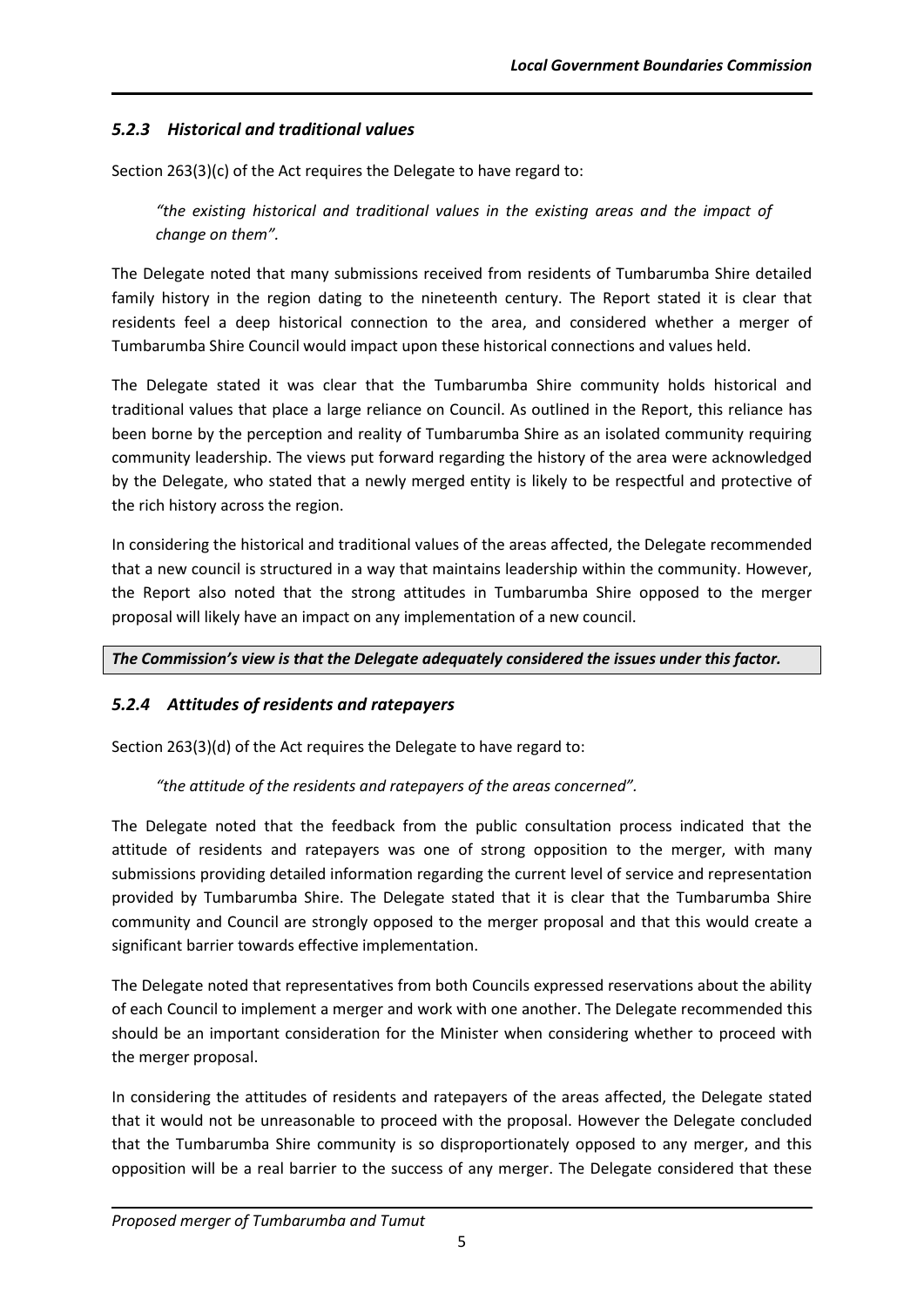### *5.2.3 Historical and traditional values*

Section 263(3)(c) of the Act requires the Delegate to have regard to:

> *"the existing historical and traditional values in the existing areas and the impact of change on them".*

The Delegate noted that many submissions received from residents of Tumbarumba Shire detailed family history in the region dating to the nineteenth century. The Report stated it is clear that residents feel a deep historical connection to the area, and considered whether a merger of Tumbarumba Shire Council would impact upon these historical connections and values held.

The Delegate stated it was clear that the Tumbarumba Shire community holds historical and traditional values that place a large reliance on Council. As outlined in the Report, this reliance has been borne by the perception and reality of Tumbarumba Shire as an isolated community requiring community leadership. The views put forward regarding the history of the area were acknowledged by the Delegate, who stated that a newly merged entity is likely to be respectful and protective of the rich history across the region.

In considering the historical and traditional values of the areas affected, the Delegate recommended that a new council is structured in a way that maintains leadership within the community. However, the Report also noted that the strong attitudes in Tumbarumba Shire opposed to the merger proposal will likely have an impact on any implementation of a new council.

***The Commission's view is that the Delegate adequately considered the issues under this factor.***

### *5.2.4 Attitudes of residents and ratepayers*

Section 263(3)(d) of the Act requires the Delegate to have regard to:

> *"the attitude of the residents and ratepayers of the areas concerned".*

The Delegate noted that the feedback from the public consultation process indicated that the attitude of residents and ratepayers was one of strong opposition to the merger, with many submissions providing detailed information regarding the current level of service and representation provided by Tumbarumba Shire. The Delegate stated that it is clear that the Tumbarumba Shire community and Council are strongly opposed to the merger proposal and that this would create a significant barrier towards effective implementation.

The Delegate noted that representatives from both Councils expressed reservations about the ability of each Council to implement a merger and work with one another. The Delegate recommended this should be an important consideration for the Minister when considering whether to proceed with the merger proposal.

In considering the attitudes of residents and ratepayers of the areas affected, the Delegate stated that it would not be unreasonable to proceed with the proposal. However the Delegate concluded that the Tumbarumba Shire community is so disproportionately opposed to any merger, and this opposition will be a real barrier to the success of any merger. The Delegate considered that these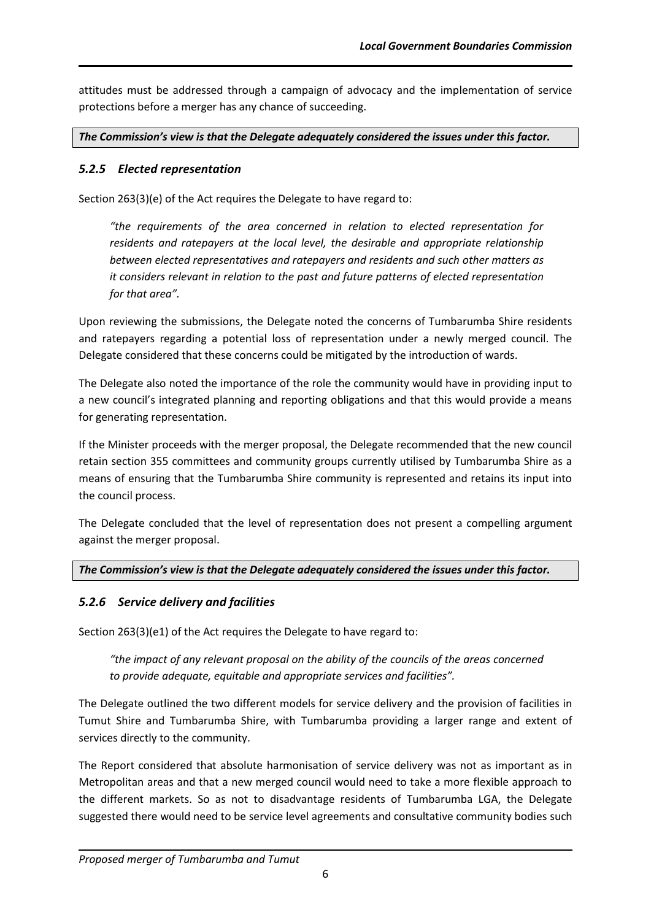attitudes must be addressed through a campaign of advocacy and the implementation of service protections before a merger has any chance of succeeding.

***The Commission's view is that the Delegate adequately considered the issues under this factor.***

### *5.2.5 Elected representation*

Section 263(3)(e) of the Act requires the Delegate to have regard to:

> *"the requirements of the area concerned in relation to elected representation for residents and ratepayers at the local level, the desirable and appropriate relationship between elected representatives and ratepayers and residents and such other matters as it considers relevant in relation to the past and future patterns of elected representation for that area".*

Upon reviewing the submissions, the Delegate noted the concerns of Tumbarumba Shire residents and ratepayers regarding a potential loss of representation under a newly merged council. The Delegate considered that these concerns could be mitigated by the introduction of wards.

The Delegate also noted the importance of the role the community would have in providing input to a new council's integrated planning and reporting obligations and that this would provide a means for generating representation.

If the Minister proceeds with the merger proposal, the Delegate recommended that the new council retain section 355 committees and community groups currently utilised by Tumbarumba Shire as a means of ensuring that the Tumbarumba Shire community is represented and retains its input into the council process.

The Delegate concluded that the level of representation does not present a compelling argument against the merger proposal.

***The Commission's view is that the Delegate adequately considered the issues under this factor.***

### *5.2.6 Service delivery and facilities*

Section 263(3)(e1) of the Act requires the Delegate to have regard to:

> *"the impact of any relevant proposal on the ability of the councils of the areas concerned to provide adequate, equitable and appropriate services and facilities".*

The Delegate outlined the two different models for service delivery and the provision of facilities in Tumut Shire and Tumbarumba Shire, with Tumbarumba providing a larger range and extent of services directly to the community.

The Report considered that absolute harmonisation of service delivery was not as important as in Metropolitan areas and that a new merged council would need to take a more flexible approach to the different markets. So as not to disadvantage residents of Tumbarumba LGA, the Delegate suggested there would need to be service level agreements and consultative community bodies such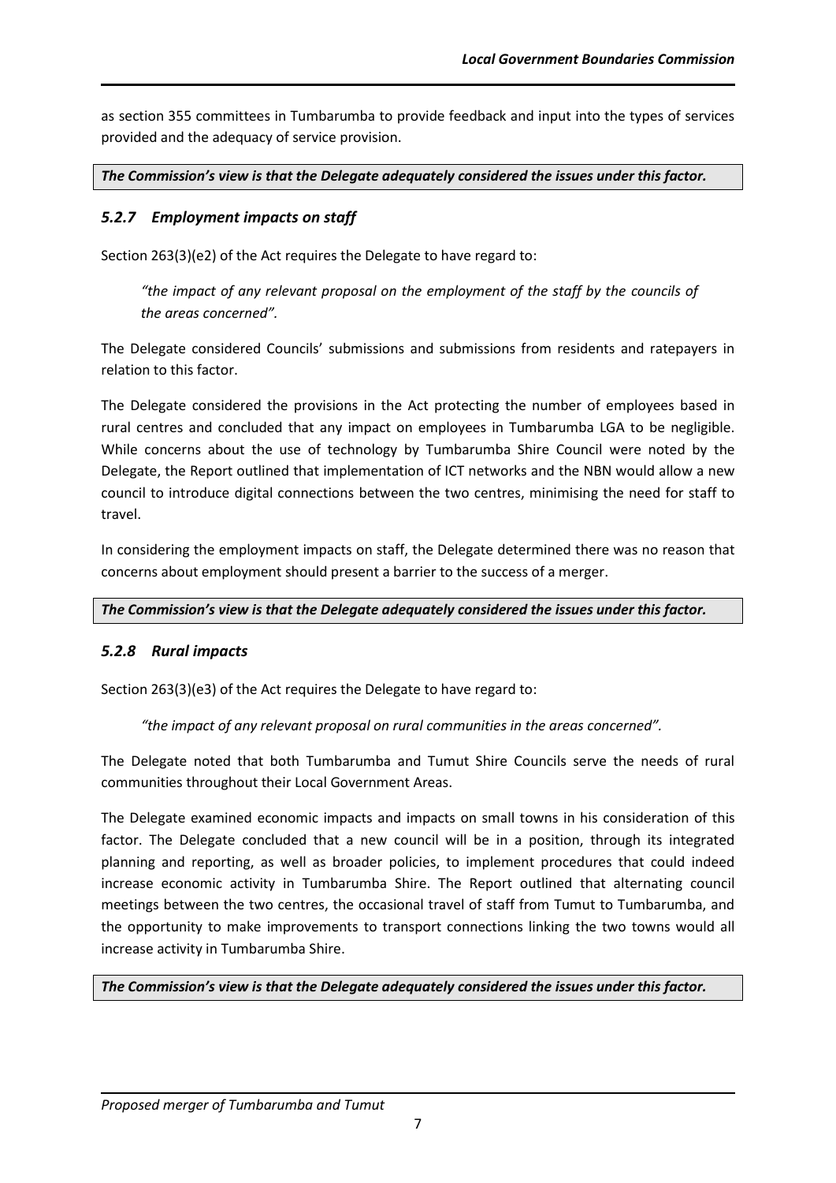as section 355 committees in Tumbarumba to provide feedback and input into the types of services provided and the adequacy of service provision.

***The Commission's view is that the Delegate adequately considered the issues under this factor.***

### *5.2.7 Employment impacts on staff*

Section 263(3)(e2) of the Act requires the Delegate to have regard to:

> *"the impact of any relevant proposal on the employment of the staff by the councils of the areas concerned".*

The Delegate considered Councils' submissions and submissions from residents and ratepayers in relation to this factor.

The Delegate considered the provisions in the Act protecting the number of employees based in rural centres and concluded that any impact on employees in Tumbarumba LGA to be negligible. While concerns about the use of technology by Tumbarumba Shire Council were noted by the Delegate, the Report outlined that implementation of ICT networks and the NBN would allow a new council to introduce digital connections between the two centres, minimising the need for staff to travel.

In considering the employment impacts on staff, the Delegate determined there was no reason that concerns about employment should present a barrier to the success of a merger.

***The Commission's view is that the Delegate adequately considered the issues under this factor.***

### *5.2.8 Rural impacts*

Section 263(3)(e3) of the Act requires the Delegate to have regard to:

> *"the impact of any relevant proposal on rural communities in the areas concerned".*

The Delegate noted that both Tumbarumba and Tumut Shire Councils serve the needs of rural communities throughout their Local Government Areas.

The Delegate examined economic impacts and impacts on small towns in his consideration of this factor. The Delegate concluded that a new council will be in a position, through its integrated planning and reporting, as well as broader policies, to implement procedures that could indeed increase economic activity in Tumbarumba Shire. The Report outlined that alternating council meetings between the two centres, the occasional travel of staff from Tumut to Tumbarumba, and the opportunity to make improvements to transport connections linking the two towns would all increase activity in Tumbarumba Shire.

***The Commission's view is that the Delegate adequately considered the issues under this factor.***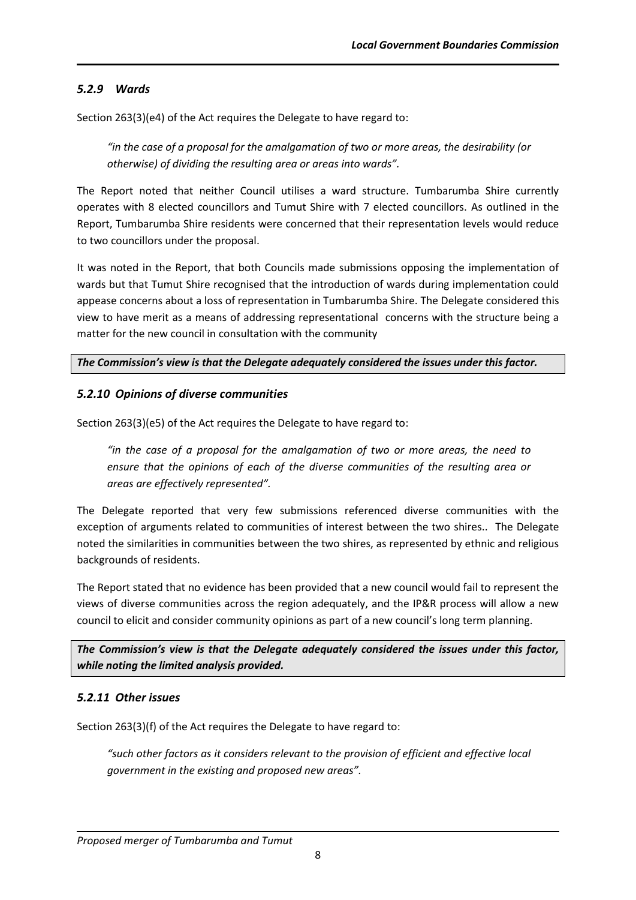### *5.2.9 Wards*

Section 263(3)(e4) of the Act requires the Delegate to have regard to:

> *"in the case of a proposal for the amalgamation of two or more areas, the desirability (or otherwise) of dividing the resulting area or areas into wards".*

The Report noted that neither Council utilises a ward structure. Tumbarumba Shire currently operates with 8 elected councillors and Tumut Shire with 7 elected councillors. As outlined in the Report, Tumbarumba Shire residents were concerned that their representation levels would reduce to two councillors under the proposal.

It was noted in the Report, that both Councils made submissions opposing the implementation of wards but that Tumut Shire recognised that the introduction of wards during implementation could appease concerns about a loss of representation in Tumbarumba Shire. The Delegate considered this view to have merit as a means of addressing representational concerns with the structure being a matter for the new council in consultation with the community

***The Commission's view is that the Delegate adequately considered the issues under this factor.***

### *5.2.10 Opinions of diverse communities*

Section 263(3)(e5) of the Act requires the Delegate to have regard to:

> *"in the case of a proposal for the amalgamation of two or more areas, the need to ensure that the opinions of each of the diverse communities of the resulting area or areas are effectively represented".*

The Delegate reported that very few submissions referenced diverse communities with the exception of arguments related to communities of interest between the two shires.. The Delegate noted the similarities in communities between the two shires, as represented by ethnic and religious backgrounds of residents.

The Report stated that no evidence has been provided that a new council would fail to represent the views of diverse communities across the region adequately, and the IP&R process will allow a new council to elicit and consider community opinions as part of a new council's long term planning.

***The Commission's view is that the Delegate adequately considered the issues under this factor, while noting the limited analysis provided.***

### *5.2.11 Other issues*

Section 263(3)(f) of the Act requires the Delegate to have regard to:

> *"such other factors as it considers relevant to the provision of efficient and effective local government in the existing and proposed new areas".*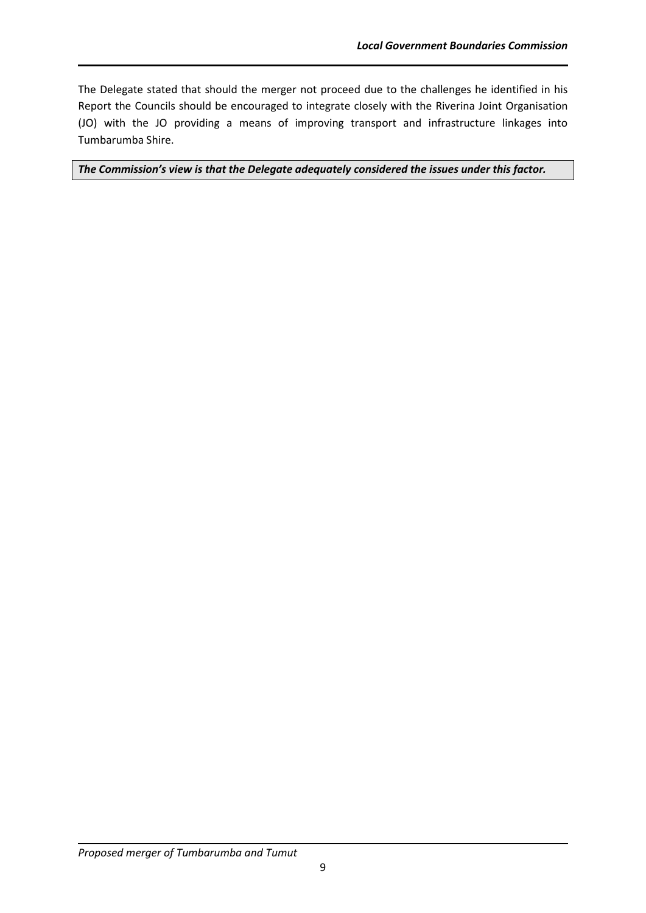The Delegate stated that should the merger not proceed due to the challenges he identified in his Report the Councils should be encouraged to integrate closely with the Riverina Joint Organisation (JO) with the JO providing a means of improving transport and infrastructure linkages into Tumbarumba Shire.

***The Commission's view is that the Delegate adequately considered the issues under this factor.***